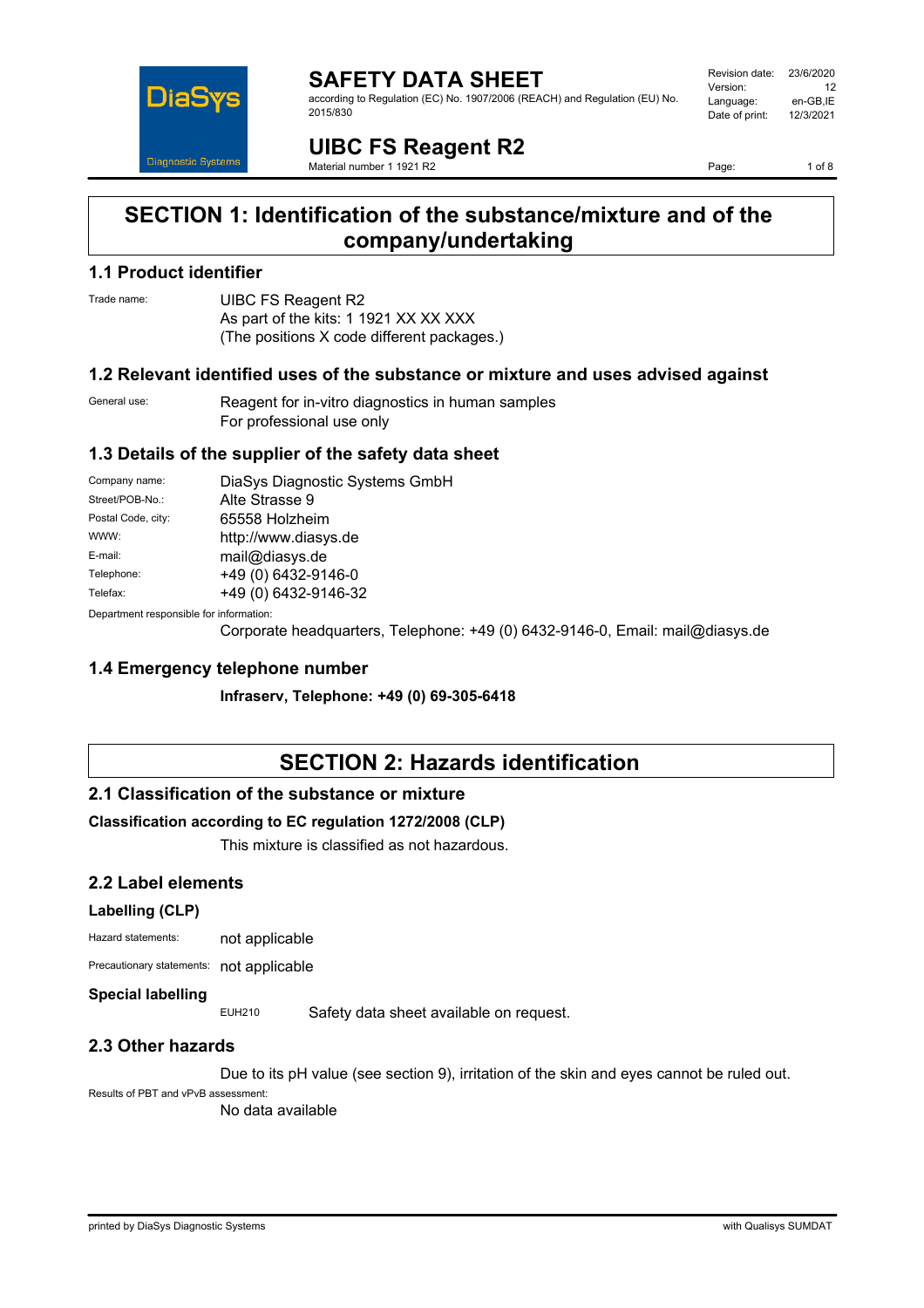# SAFETY DATA SHEET

according to Regulation (EC) No. 1907/2006 (REACH) and Regulation (EU) No. 2015/830

| | |
|---|---|
| Revision date: | 23/6/2020 |
| Version: | 12 |
| Language: | en-GB,IE |
| Date of print: | 12/3/2021 |

# UIBC FS Reagent R2

Material number 1 1921 R2

## SECTION 1: Identification of the substance/mixture and of the company/undertaking

### 1.1 Product identifier

Trade name: UIBC FS Reagent R2
As part of the kits: 1 1921 XX XX XXX
(The positions X code different packages.)

### 1.2 Relevant identified uses of the substance or mixture and uses advised against

General use: Reagent for in-vitro diagnostics in human samples
For professional use only

### 1.3 Details of the supplier of the safety data sheet

| | |
|---|---|
| Company name: | DiaSys Diagnostic Systems GmbH |
| Street/POB-No.: | Alte Strasse 9 |
| Postal Code, city: | 65558 Holzheim |
| WWW: | http://www.diasys.de |
| E-mail: | mail@diasys.de |
| Telephone: | +49 (0) 6432-9146-0 |
| Telefax: | +49 (0) 6432-9146-32 |

Department responsible for information:
Corporate headquarters, Telephone: +49 (0) 6432-9146-0, Email: mail@diasys.de

### 1.4 Emergency telephone number

**Infraserv, Telephone: +49 (0) 69-305-6418**

## SECTION 2: Hazards identification

### 2.1 Classification of the substance or mixture

**Classification according to EC regulation 1272/2008 (CLP)**

This mixture is classified as not hazardous.

### 2.2 Label elements

**Labelling (CLP)**

Hazard statements: not applicable

Precautionary statements: not applicable

**Special labelling**

EUH210 Safety data sheet available on request.

### 2.3 Other hazards

Due to its pH value (see section 9), irritation of the skin and eyes cannot be ruled out.

Results of PBT and vPvB assessment:
No data available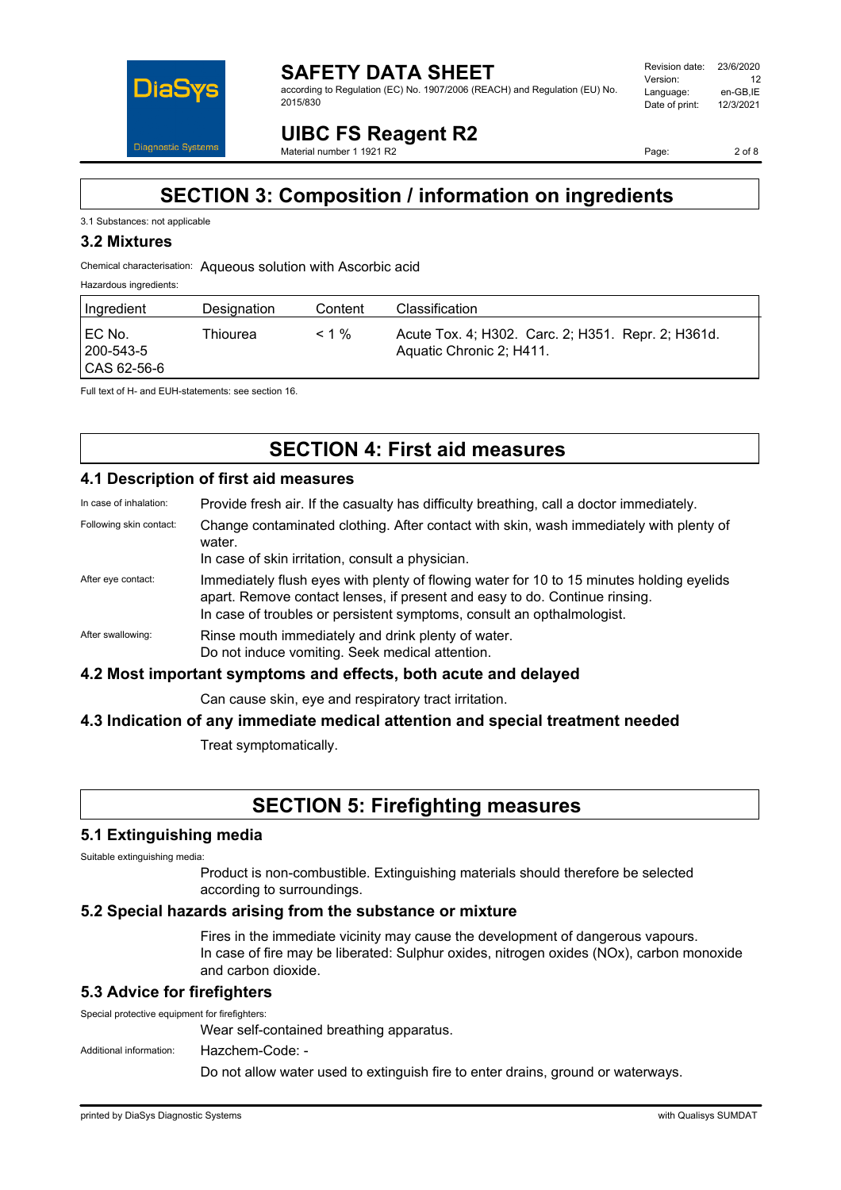# SECTION 3: Composition / information on ingredients

3.1 Substances: not applicable

### 3.2 Mixtures

Chemical characterisation: Aqueous solution with Ascorbic acid

Hazardous ingredients:

| Ingredient | Designation | Content | Classification |
|---|---|---|---|
| EC No. 200-543-5 CAS 62-56-6 | Thiourea | < 1 % | Acute Tox. 4; H302. Carc. 2; H351. Repr. 2; H361d. Aquatic Chronic 2; H411. |

Full text of H- and EUH-statements: see section 16.

# SECTION 4: First aid measures

### 4.1 Description of first aid measures

In case of inhalation: Provide fresh air. If the casualty has difficulty breathing, call a doctor immediately.

Following skin contact: Change contaminated clothing. After contact with skin, wash immediately with plenty of water.
In case of skin irritation, consult a physician.

After eye contact: Immediately flush eyes with plenty of flowing water for 10 to 15 minutes holding eyelids apart. Remove contact lenses, if present and easy to do. Continue rinsing.
In case of troubles or persistent symptoms, consult an opthalmologist.

After swallowing: Rinse mouth immediately and drink plenty of water.
Do not induce vomiting. Seek medical attention.

### 4.2 Most important symptoms and effects, both acute and delayed

Can cause skin, eye and respiratory tract irritation.

### 4.3 Indication of any immediate medical attention and special treatment needed

Treat symptomatically.

# SECTION 5: Firefighting measures

### 5.1 Extinguishing media

Suitable extinguishing media:

Product is non-combustible. Extinguishing materials should therefore be selected according to surroundings.

### 5.2 Special hazards arising from the substance or mixture

Fires in the immediate vicinity may cause the development of dangerous vapours.
In case of fire may be liberated: Sulphur oxides, nitrogen oxides (NOx), carbon monoxide and carbon dioxide.

### 5.3 Advice for firefighters

Special protective equipment for firefighters:

Wear self-contained breathing apparatus.

Additional information: Hazchem-Code: -

Do not allow water used to extinguish fire to enter drains, ground or waterways.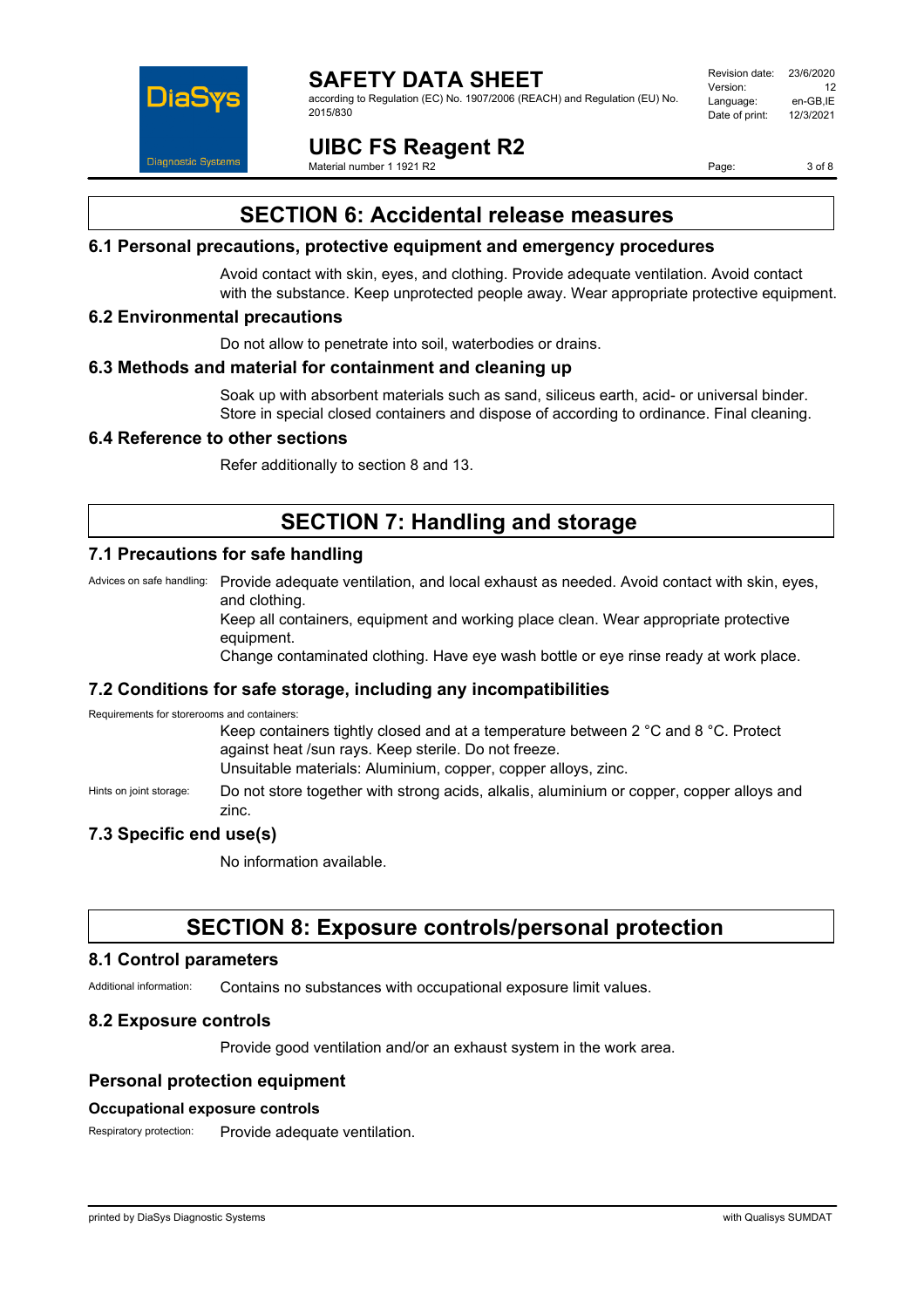## SECTION 6: Accidental release measures

### 6.1 Personal precautions, protective equipment and emergency procedures

Avoid contact with skin, eyes, and clothing. Provide adequate ventilation. Avoid contact with the substance. Keep unprotected people away. Wear appropriate protective equipment.

### 6.2 Environmental precautions

Do not allow to penetrate into soil, waterbodies or drains.

### 6.3 Methods and material for containment and cleaning up

Soak up with absorbent materials such as sand, siliceus earth, acid- or universal binder. Store in special closed containers and dispose of according to ordinance. Final cleaning.

### 6.4 Reference to other sections

Refer additionally to section 8 and 13.

## SECTION 7: Handling and storage

### 7.1 Precautions for safe handling

Advices on safe handling: Provide adequate ventilation, and local exhaust as needed. Avoid contact with skin, eyes, and clothing.
Keep all containers, equipment and working place clean. Wear appropriate protective equipment.
Change contaminated clothing. Have eye wash bottle or eye rinse ready at work place.

### 7.2 Conditions for safe storage, including any incompatibilities

Requirements for storerooms and containers:
Keep containers tightly closed and at a temperature between 2 °C and 8 °C. Protect against heat /sun rays. Keep sterile. Do not freeze.
Unsuitable materials: Aluminium, copper, copper alloys, zinc.

Hints on joint storage: Do not store together with strong acids, alkalis, aluminium or copper, copper alloys and zinc.

### 7.3 Specific end use(s)

No information available.

## SECTION 8: Exposure controls/personal protection

### 8.1 Control parameters

Additional information: Contains no substances with occupational exposure limit values.

### 8.2 Exposure controls

Provide good ventilation and/or an exhaust system in the work area.

### Personal protection equipment

#### Occupational exposure controls

Respiratory protection: Provide adequate ventilation.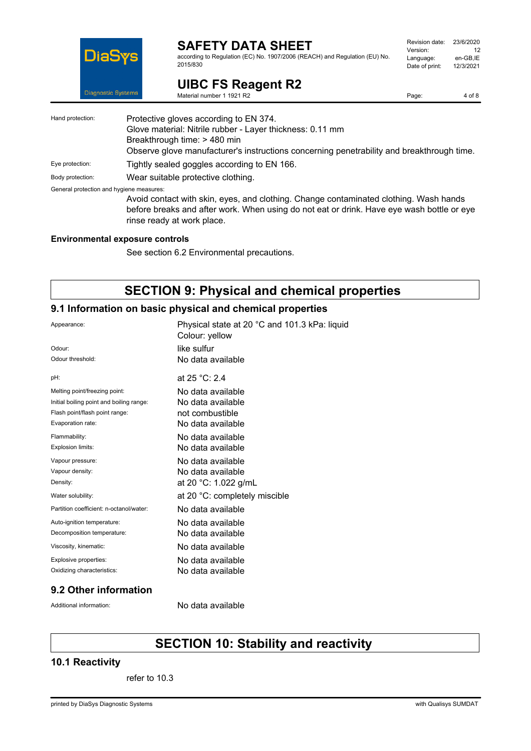Hand protection: Protective gloves according to EN 374.
Glove material: Nitrile rubber - Layer thickness: 0.11 mm
Breakthrough time: > 480 min
Observe glove manufacturer's instructions concerning penetrability and breakthrough time.

Eye protection: Tightly sealed goggles according to EN 166.

Body protection: Wear suitable protective clothing.

General protection and hygiene measures:

Avoid contact with skin, eyes, and clothing. Change contaminated clothing. Wash hands before breaks and after work. When using do not eat or drink. Have eye wash bottle or eye rinse ready at work place.

### Environmental exposure controls

See section 6.2 Environmental precautions.

# SECTION 9: Physical and chemical properties

## 9.1 Information on basic physical and chemical properties

| | |
|---|---|
| Appearance: | Physical state at 20 °C and 101.3 kPa: liquid<br>Colour: yellow |
| Odour: | like sulfur |
| Odour threshold: | No data available |
| pH: | at 25 °C: 2.4 |
| Melting point/freezing point: | No data available |
| Initial boiling point and boiling range: | No data available |
| Flash point/flash point range: | not combustible |
| Evaporation rate: | No data available |
| Flammability: | No data available |
| Explosion limits: | No data available |
| Vapour pressure: | No data available |
| Vapour density: | No data available |
| Density: | at 20 °C: 1.022 g/mL |
| Water solubility: | at 20 °C: completely miscible |
| Partition coefficient: n-octanol/water: | No data available |
| Auto-ignition temperature: | No data available |
| Decomposition temperature: | No data available |
| Viscosity, kinematic: | No data available |
| Explosive properties: | No data available |
| Oxidizing characteristics: | No data available |

## 9.2 Other information

Additional information: No data available

# SECTION 10: Stability and reactivity

## 10.1 Reactivity

refer to 10.3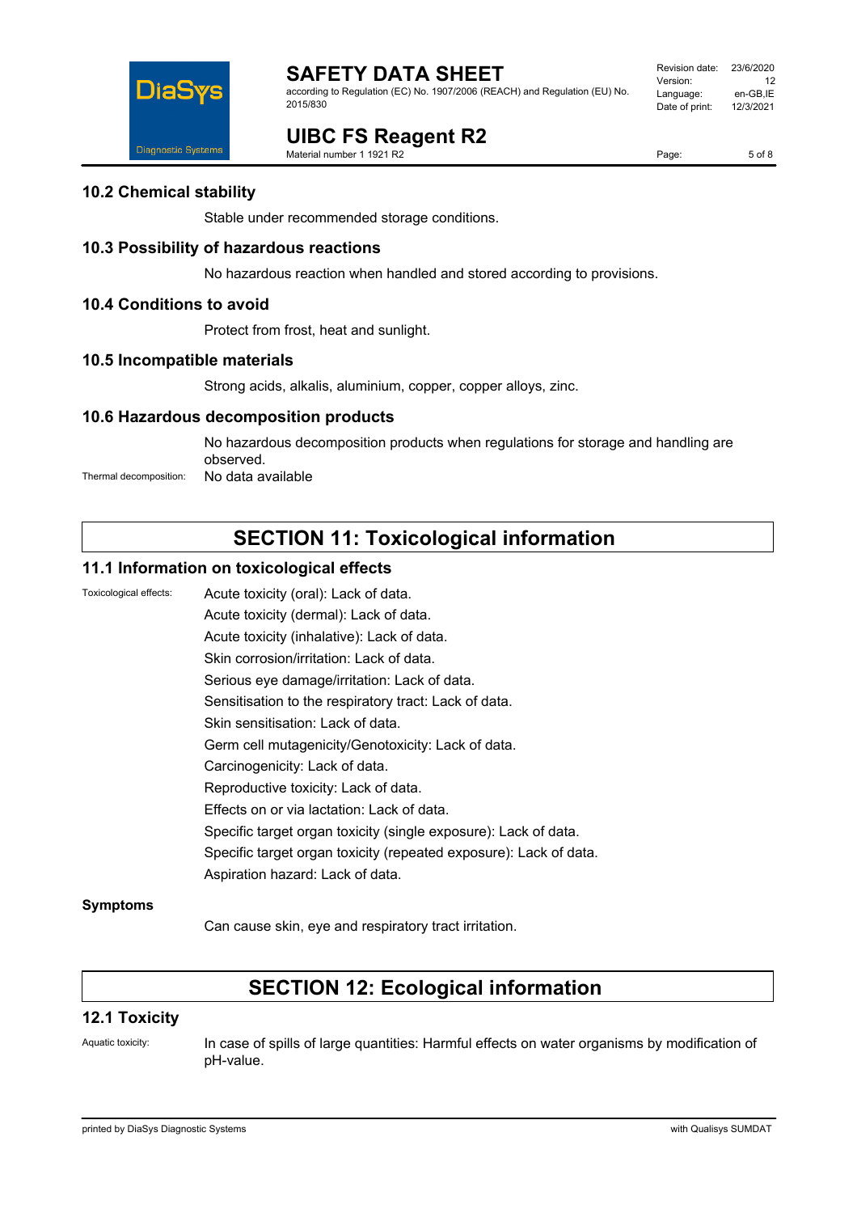### 10.2 Chemical stability

Stable under recommended storage conditions.

### 10.3 Possibility of hazardous reactions

No hazardous reaction when handled and stored according to provisions.

### 10.4 Conditions to avoid

Protect from frost, heat and sunlight.

### 10.5 Incompatible materials

Strong acids, alkalis, aluminium, copper, copper alloys, zinc.

### 10.6 Hazardous decomposition products

No hazardous decomposition products when regulations for storage and handling are observed.

Thermal decomposition: No data available

## SECTION 11: Toxicological information

### 11.1 Information on toxicological effects

Toxicological effects:

Acute toxicity (oral): Lack of data.
Acute toxicity (dermal): Lack of data.
Acute toxicity (inhalative): Lack of data.
Skin corrosion/irritation: Lack of data.
Serious eye damage/irritation: Lack of data.
Sensitisation to the respiratory tract: Lack of data.
Skin sensitisation: Lack of data.
Germ cell mutagenicity/Genotoxicity: Lack of data.
Carcinogenicity: Lack of data.
Reproductive toxicity: Lack of data.
Effects on or via lactation: Lack of data.
Specific target organ toxicity (single exposure): Lack of data.
Specific target organ toxicity (repeated exposure): Lack of data.
Aspiration hazard: Lack of data.

**Symptoms**

Can cause skin, eye and respiratory tract irritation.

## SECTION 12: Ecological information

### 12.1 Toxicity

Aquatic toxicity: In case of spills of large quantities: Harmful effects on water organisms by modification of pH-value.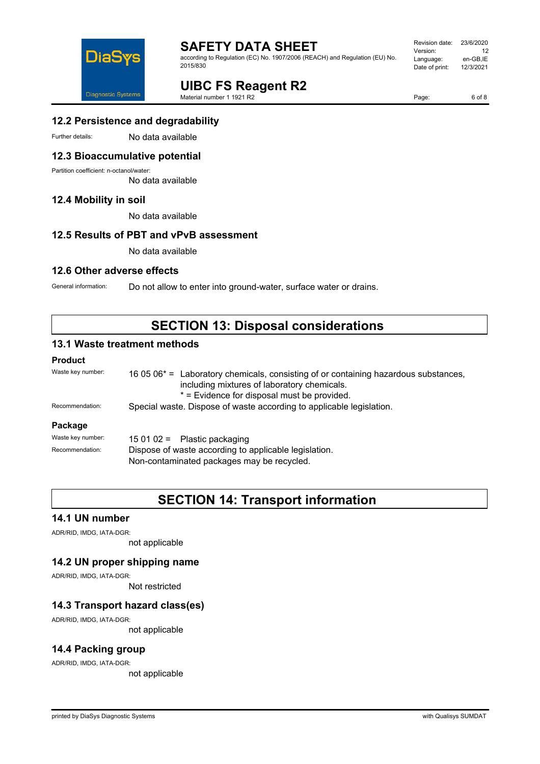## 12.2 Persistence and degradability

Further details: No data available

## 12.3 Bioaccumulative potential

Partition coefficient: n-octanol/water:

No data available

## 12.4 Mobility in soil

No data available

## 12.5 Results of PBT and vPvB assessment

No data available

## 12.6 Other adverse effects

General information: Do not allow to enter into ground-water, surface water or drains.

# SECTION 13: Disposal considerations

## 13.1 Waste treatment methods

### Product

Waste key number: 16 05 06* = Laboratory chemicals, consisting of or containing hazardous substances, including mixtures of laboratory chemicals.
* = Evidence for disposal must be provided.

Recommendation: Special waste. Dispose of waste according to applicable legislation.

### Package

Waste key number: 15 01 02 = Plastic packaging

Recommendation: Dispose of waste according to applicable legislation.
Non-contaminated packages may be recycled.

# SECTION 14: Transport information

## 14.1 UN number

ADR/RID, IMDG, IATA-DGR:

not applicable

## 14.2 UN proper shipping name

ADR/RID, IMDG, IATA-DGR:

Not restricted

## 14.3 Transport hazard class(es)

ADR/RID, IMDG, IATA-DGR:

not applicable

## 14.4 Packing group

ADR/RID, IMDG, IATA-DGR:

not applicable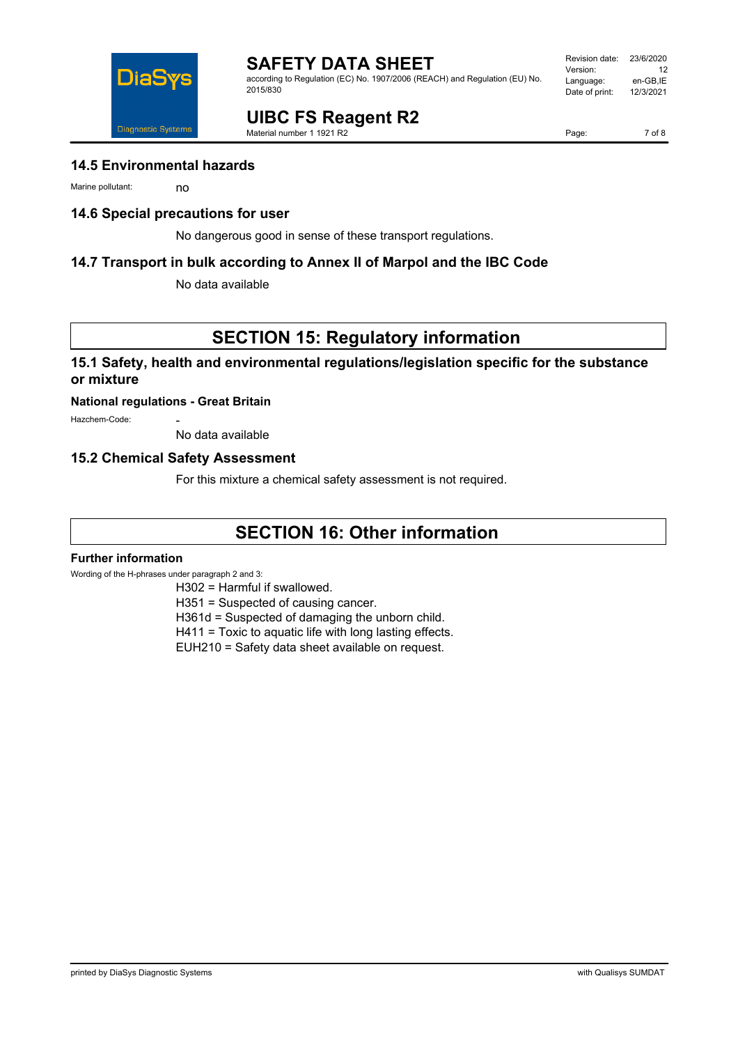### 14.5 Environmental hazards

Marine pollutant: no

### 14.6 Special precautions for user

No dangerous good in sense of these transport regulations.

### 14.7 Transport in bulk according to Annex II of Marpol and the IBC Code

No data available

## SECTION 15: Regulatory information

### 15.1 Safety, health and environmental regulations/legislation specific for the substance or mixture

**National regulations - Great Britain**

Hazchem-Code: -

No data available

### 15.2 Chemical Safety Assessment

For this mixture a chemical safety assessment is not required.

## SECTION 16: Other information

**Further information**

Wording of the H-phrases under paragraph 2 and 3:

H302 = Harmful if swallowed.
H351 = Suspected of causing cancer.
H361d = Suspected of damaging the unborn child.
H411 = Toxic to aquatic life with long lasting effects.
EUH210 = Safety data sheet available on request.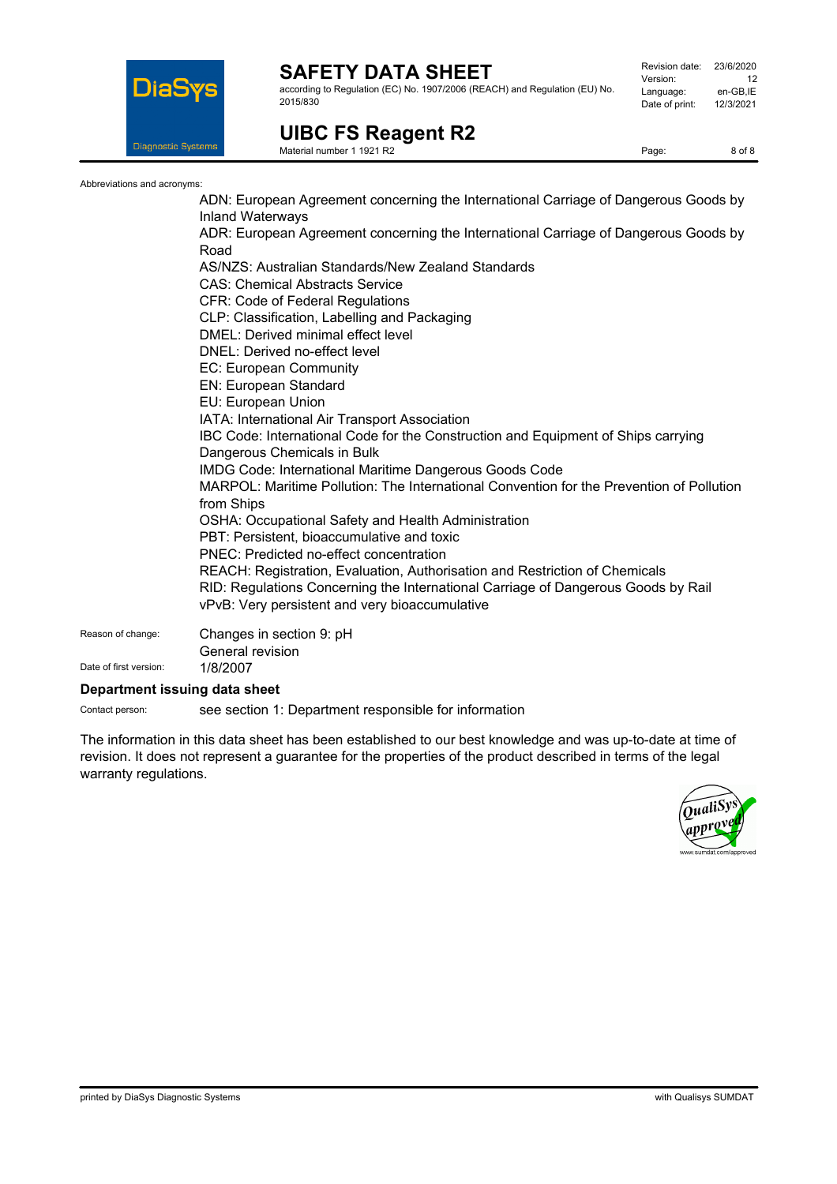Abbreviations and acronyms:

ADN: European Agreement concerning the International Carriage of Dangerous Goods by Inland Waterways
ADR: European Agreement concerning the International Carriage of Dangerous Goods by Road
AS/NZS: Australian Standards/New Zealand Standards
CAS: Chemical Abstracts Service
CFR: Code of Federal Regulations
CLP: Classification, Labelling and Packaging
DMEL: Derived minimal effect level
DNEL: Derived no-effect level
EC: European Community
EN: European Standard
EU: European Union
IATA: International Air Transport Association
IBC Code: International Code for the Construction and Equipment of Ships carrying Dangerous Chemicals in Bulk
IMDG Code: International Maritime Dangerous Goods Code
MARPOL: Maritime Pollution: The International Convention for the Prevention of Pollution from Ships
OSHA: Occupational Safety and Health Administration
PBT: Persistent, bioaccumulative and toxic
PNEC: Predicted no-effect concentration
REACH: Registration, Evaluation, Authorisation and Restriction of Chemicals
RID: Regulations Concerning the International Carriage of Dangerous Goods by Rail
vPvB: Very persistent and very bioaccumulative

Reason of change: Changes in section 9: pH
General revision

Date of first version: 1/8/2007

### Department issuing data sheet

Contact person: see section 1: Department responsible for information

The information in this data sheet has been established to our best knowledge and was up-to-date at time of revision. It does not represent a guarantee for the properties of the product described in terms of the legal warranty regulations.

QualiSys approved
www.sumdat.com/approved